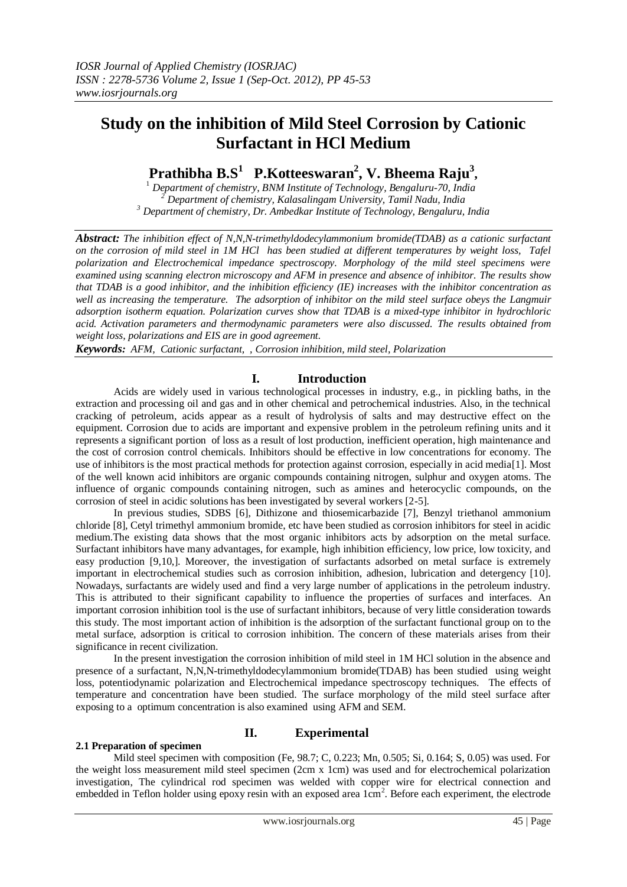# Study on the inhibition of Mild Steel Corrosion by Cationic Surfactant in HCl Medium

**Prathibha B.S[1] P.Kotteeswaran[2], V. Bheema Raju[3],**

[1] *Department of chemistry, BNM Institute of Technology, Bengaluru-70, India*
[2] *Department of chemistry, Kalasalingam University, Tamil Nadu, India*
[3] *Department of chemistry, Dr. Ambedkar Institute of Technology, Bengaluru, India*

***Abstract:*** *The inhibition effect of N,N,N-trimethyldodecylammonium bromide(TDAB) as a cationic surfactant on the corrosion of mild steel in 1M HCl has been studied at different temperatures by weight loss, Tafel polarization and Electrochemical impedance spectroscopy. Morphology of the mild steel specimens were examined using scanning electron microscopy and AFM in presence and absence of inhibitor. The results show that TDAB is a good inhibitor, and the inhibition efficiency (IE) increases with the inhibitor concentration as well as increasing the temperature. The adsorption of inhibitor on the mild steel surface obeys the Langmuir adsorption isotherm equation. Polarization curves show that TDAB is a mixed-type inhibitor in hydrochloric acid. Activation parameters and thermodynamic parameters were also discussed. The results obtained from weight loss, polarizations and EIS are in good agreement.*

***Keywords:*** *AFM, Cationic surfactant, , Corrosion inhibition, mild steel, Polarization*

## I. Introduction

Acids are widely used in various technological processes in industry, e.g., in pickling baths, in the extraction and processing oil and gas and in other chemical and petrochemical industries. Also, in the technical cracking of petroleum, acids appear as a result of hydrolysis of salts and may destructive effect on the equipment. Corrosion due to acids are important and expensive problem in the petroleum refining units and it represents a significant portion of loss as a result of lost production, inefficient operation, high maintenance and the cost of corrosion control chemicals. Inhibitors should be effective in low concentrations for economy. The use of inhibitors is the most practical methods for protection against corrosion, especially in acid media[1]. Most of the well known acid inhibitors are organic compounds containing nitrogen, sulphur and oxygen atoms. The influence of organic compounds containing nitrogen, such as amines and heterocyclic compounds, on the corrosion of steel in acidic solutions has been investigated by several workers [2-5].

In previous studies, SDBS [6], Dithizone and thiosemicarbazide [7], Benzyl triethanol ammonium chloride [8], Cetyl trimethyl ammonium bromide, etc have been studied as corrosion inhibitors for steel in acidic medium.The existing data shows that the most organic inhibitors acts by adsorption on the metal surface. Surfactant inhibitors have many advantages, for example, high inhibition efficiency, low price, low toxicity, and easy production [9,10,]. Moreover, the investigation of surfactants adsorbed on metal surface is extremely important in electrochemical studies such as corrosion inhibition, adhesion, lubrication and detergency [10]. Nowadays, surfactants are widely used and find a very large number of applications in the petroleum industry. This is attributed to their significant capability to influence the properties of surfaces and interfaces. An important corrosion inhibition tool is the use of surfactant inhibitors, because of very little consideration towards this study. The most important action of inhibition is the adsorption of the surfactant functional group on to the metal surface, adsorption is critical to corrosion inhibition. The concern of these materials arises from their significance in recent civilization.

In the present investigation the corrosion inhibition of mild steel in 1M HCl solution in the absence and presence of a surfactant, N,N,N-trimethyldodecylammonium bromide(TDAB) has been studied using weight loss, potentiodynamic polarization and Electrochemical impedance spectroscopy techniques. The effects of temperature and concentration have been studied. The surface morphology of the mild steel surface after exposing to a optimum concentration is also examined using AFM and SEM.

## II. Experimental

### 2.1 Preparation of specimen

Mild steel specimen with composition (Fe, 98.7; C, 0.223; Mn, 0.505; Si, 0.164; S, 0.05) was used. For the weight loss measurement mild steel specimen (2cm x 1cm) was used and for electrochemical polarization investigation, The cylindrical rod specimen was welded with copper wire for electrical connection and embedded in Teflon holder using epoxy resin with an exposed area $1cm^2$. Before each experiment, the electrode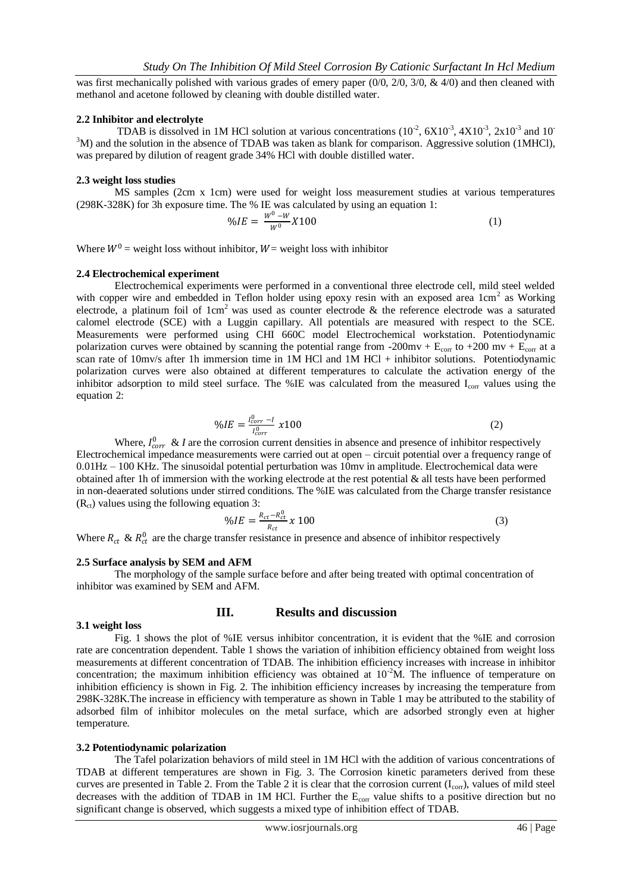was first mechanically polished with various grades of emery paper (0/0, 2/0, 3/0, & 4/0) and then cleaned with methanol and acetone followed by cleaning with double distilled water.

### 2.2 Inhibitor and electrolyte

TDAB is dissolved in 1M HCl solution at various concentrations ($10^{-2}$, $6X10^{-3}$, $4X10^{-3}$, $2x10^{-3}$ and $10^{-3}$M) and the solution in the absence of TDAB was taken as blank for comparison. Aggressive solution (1MHCl), was prepared by dilution of reagent grade 34% HCl with double distilled water.

### 2.3 weight loss studies

MS samples (2cm x 1cm) were used for weight loss measurement studies at various temperatures (298K-328K) for 3h exposure time. The % IE was calculated by using an equation 1:

$$\%IE = \frac{W^0 - W}{W^0} X100 \quad (1)$$

Where $W^0$ = weight loss without inhibitor, $W$ = weight loss with inhibitor

### 2.4 Electrochemical experiment

Electrochemical experiments were performed in a conventional three electrode cell, mild steel welded with copper wire and embedded in Teflon holder using epoxy resin with an exposed area 1cm$^2$ as Working electrode, a platinum foil of 1cm$^2$ was used as counter electrode & the reference electrode was a saturated calomel electrode (SCE) with a Luggin capillary. All potentials are measured with respect to the SCE. Measurements were performed using CHI 660C model Electrochemical workstation. Potentiodynamic polarization curves were obtained by scanning the potential range from -200mv + $E_{corr}$ to +200 mv + $E_{corr}$ at a scan rate of 10mv/s after 1h immersion time in 1M HCl and 1M HCl + inhibitor solutions. Potentiodynamic polarization curves were also obtained at different temperatures to calculate the activation energy of the inhibitor adsorption to mild steel surface. The %IE was calculated from the measured $I_{corr}$ values using the equation 2:

$$\%IE = \frac{I^0_{corr} - I}{I^0_{corr}} x100 \quad (2)$$

Where, $I^0_{corr}$ & $I$ are the corrosion current densities in absence and presence of inhibitor respectively Electrochemical impedance measurements were carried out at open – circuit potential over a frequency range of 0.01Hz – 100 KHz. The sinusoidal potential perturbation was 10mv in amplitude. Electrochemical data were obtained after 1h of immersion with the working electrode at the rest potential & all tests have been performed in non-deaerated solutions under stirred conditions. The %IE was calculated from the Charge transfer resistance ($R_{ct}$) values using the following equation 3:

$$\%IE = \frac{R_{ct} - R^0_{ct}}{R_{ct}} x\ 100 \quad (3)$$

Where $R_{ct}$ & $R^0_{ct}$ are the charge transfer resistance in presence and absence of inhibitor respectively

### 2.5 Surface analysis by SEM and AFM

The morphology of the sample surface before and after being treated with optimal concentration of inhibitor was examined by SEM and AFM.

## III. Results and discussion

### 3.1 weight loss

Fig. 1 shows the plot of %IE versus inhibitor concentration, it is evident that the %IE and corrosion rate are concentration dependent. Table 1 shows the variation of inhibition efficiency obtained from weight loss measurements at different concentration of TDAB. The inhibition efficiency increases with increase in inhibitor concentration; the maximum inhibition efficiency was obtained at $10^{-2}$M. The influence of temperature on inhibition efficiency is shown in Fig. 2. The inhibition efficiency increases by increasing the temperature from 298K-328K.The increase in efficiency with temperature as shown in Table 1 may be attributed to the stability of adsorbed film of inhibitor molecules on the metal surface, which are adsorbed strongly even at higher temperature.

### 3.2 Potentiodynamic polarization

The Tafel polarization behaviors of mild steel in 1M HCl with the addition of various concentrations of TDAB at different temperatures are shown in Fig. 3. The Corrosion kinetic parameters derived from these curves are presented in Table 2. From the Table 2 it is clear that the corrosion current ($I_{corr}$), values of mild steel decreases with the addition of TDAB in 1M HCl. Further the $E_{corr}$ value shifts to a positive direction but no significant change is observed, which suggests a mixed type of inhibition effect of TDAB.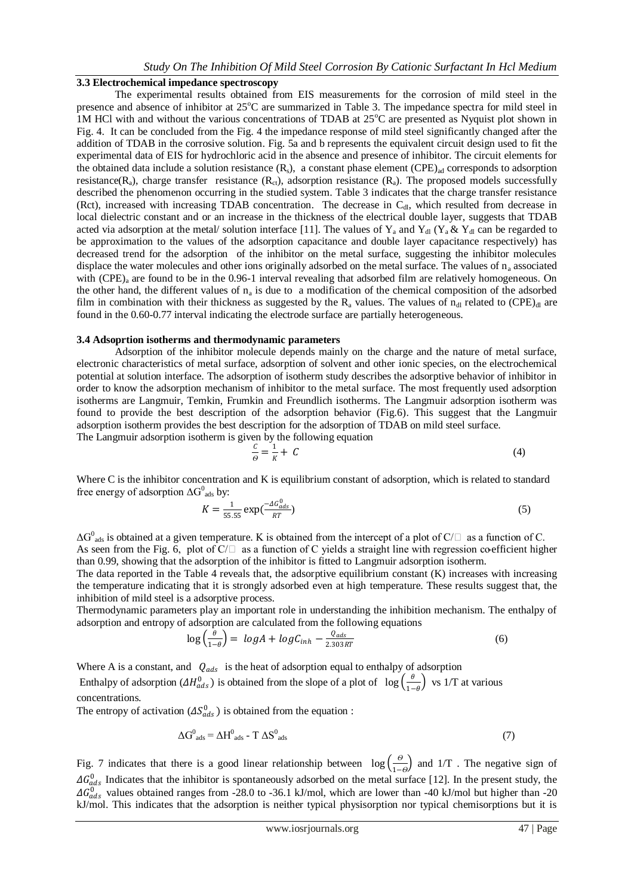### 3.3 Electrochemical impedance spectroscopy

The experimental results obtained from EIS measurements for the corrosion of mild steel in the presence and absence of inhibitor at 25°C are summarized in Table 3. The impedance spectra for mild steel in 1M HCl with and without the various concentrations of TDAB at 25°C are presented as Nyquist plot shown in Fig. 4. It can be concluded from the Fig. 4 the impedance response of mild steel significantly changed after the addition of TDAB in the corrosive solution. Fig. 5a and b represents the equivalent circuit design used to fit the experimental data of EIS for hydrochloric acid in the absence and presence of inhibitor. The circuit elements for the obtained data include a solution resistance ($R_s$), a constant phase element $(CPE)_{ad}$ corresponds to adsorption resistance($R_a$), charge transfer resistance ($R_{ct}$), adsorption resistance ($R_a$). The proposed models successfully described the phenomenon occurring in the studied system. Table 3 indicates that the charge transfer resistance (Rct), increased with increasing TDAB concentration. The decrease in $C_{dl}$, which resulted from decrease in local dielectric constant and or an increase in the thickness of the electrical double layer, suggests that TDAB acted via adsorption at the metal/ solution interface [11]. The values of $Y_a$ and $Y_{dl}$ ($Y_a$ & $Y_{dl}$ can be regarded to be approximation to the values of the adsorption capacitance and double layer capacitance respectively) has decreased trend for the adsorption of the inhibitor on the metal surface, suggesting the inhibitor molecules displace the water molecules and other ions originally adsorbed on the metal surface. The values of $n_a$ associated with $(CPE)_a$ are found to be in the 0.96-1 interval revealing that adsorbed film are relatively homogeneous. On the other hand, the different values of $n_a$ is due to a modification of the chemical composition of the adsorbed film in combination with their thickness as suggested by the $R_a$ values. The values of $n_{dl}$ related to $(CPE)_{dl}$ are found in the 0.60-0.77 interval indicating the electrode surface are partially heterogeneous.

### 3.4 Adsoprtion isotherms and thermodynamic parameters

Adsorption of the inhibitor molecule depends mainly on the charge and the nature of metal surface, electronic characteristics of metal surface, adsorption of solvent and other ionic species, on the electrochemical potential at solution interface. The adsorption of isotherm study describes the adsorptive behavior of inhibitor in order to know the adsorption mechanism of inhibitor to the metal surface. The most frequently used adsorption isotherms are Langmuir, Temkin, Frumkin and Freundlich isotherms. The Langmuir adsorption isotherm was found to provide the best description of the adsorption behavior (Fig.6). This suggest that the Langmuir adsorption isotherm provides the best description for the adsorption of TDAB on mild steel surface.

The Langmuir adsorption isotherm is given by the following equation

$$\frac{C}{\Theta} = \frac{1}{K} + C \tag{4}$$

Where C is the inhibitor concentration and K is equilibrium constant of adsorption, which is related to standard free energy of adsorption $\Delta G^0_{ads}$ by:

$$K = \frac{1}{55.55}\exp\left(\frac{-\Delta G^0_{ads}}{RT}\right) \tag{5}$$

$\Delta G^0_{ads}$ is obtained at a given temperature. K is obtained from the intercept of a plot of C/□ as a function of C.
As seen from the Fig. 6, plot of C/□ as a function of C yields a straight line with regression co-efficient higher than 0.99, showing that the adsorption of the inhibitor is fitted to Langmuir adsorption isotherm.

The data reported in the Table 4 reveals that, the adsorptive equilibrium constant (K) increases with increasing the temperature indicating that it is strongly adsorbed even at high temperature. These results suggest that, the inhibition of mild steel is a adsorptive process.

Thermodynamic parameters play an important role in understanding the inhibition mechanism. The enthalpy of adsorption and entropy of adsorption are calculated from the following equations

$$\log\left(\frac{\theta}{1-\theta}\right) = \log A + \log C_{inh} - \frac{Q_{ads}}{2.303RT} \tag{6}$$

Where A is a constant, and $Q_{ads}$ is the heat of adsorption equal to enthalpy of adsorption

Enthalpy of adsorption ($\Delta H^0_{ads}$) is obtained from the slope of a plot of $\log\left(\frac{\theta}{1-\theta}\right)$ vs 1/T at various concentrations.

The entropy of activation ($\Delta S^0_{ads}$) is obtained from the equation :

$$\Delta G^0_{ads} = \Delta H^0_{ads} - T\,\Delta S^0_{ads} \tag{7}$$

Fig. 7 indicates that there is a good linear relationship between $\log\left(\frac{\Theta}{1-\Theta}\right)$ and 1/T . The negative sign of $\Delta G^0_{ads}$ Indicates that the inhibitor is spontaneously adsorbed on the metal surface [12]. In the present study, the $\Delta G^0_{ads}$ values obtained ranges from -28.0 to -36.1 kJ/mol, which are lower than -40 kJ/mol but higher than -20 kJ/mol. This indicates that the adsorption is neither typical physisorption nor typical chemisorptions but it is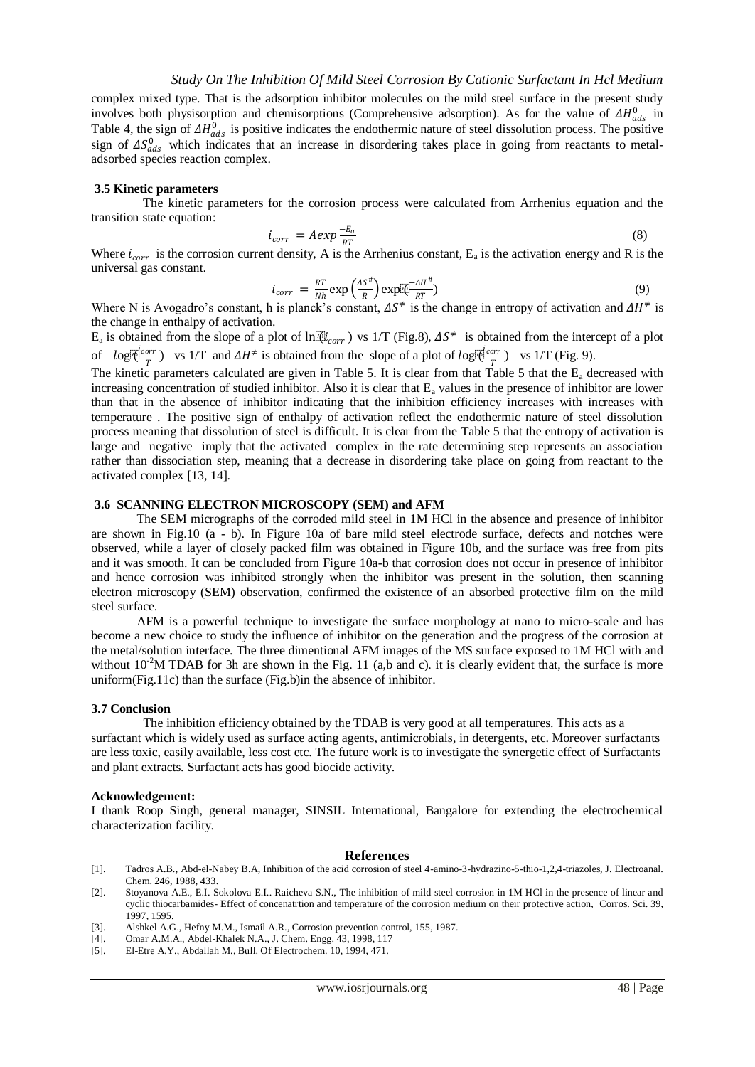complex mixed type. That is the adsorption inhibitor molecules on the mild steel surface in the present study involves both physisorption and chemisorptions (Comprehensive adsorption). As for the value of $\Delta H^0_{ads}$ in Table 4, the sign of $\Delta H^0_{ads}$ is positive indicates the endothermic nature of steel dissolution process. The positive sign of $\Delta S^0_{ads}$ which indicates that an increase in disordering takes place in going from reactants to metal-adsorbed species reaction complex.

### 3.5 Kinetic parameters

The kinetic parameters for the corrosion process were calculated from Arrhenius equation and the transition state equation:

$$i_{corr} = A exp\frac{-E_a}{RT} \tag{8}$$

Where $i_{corr}$ is the corrosion current density, A is the Arrhenius constant, $E_a$ is the activation energy and R is the universal gas constant.

$$i_{corr} = \frac{RT}{Nh}\exp\left(\frac{\Delta S^{\#}}{R}\right)\exp\left(\frac{-\Delta H^{\#}}{RT}\right) \tag{9}$$

Where N is Avogadro's constant, h is planck's constant, $\Delta S^{\neq}$ is the change in entropy of activation and $\Delta H^{\neq}$ is the change in enthalpy of activation.

$E_a$ is obtained from the slope of a plot of $\ln(i_{corr})$ vs 1/T (Fig.8), $\Delta S^{\neq}$ is obtained from the intercept of a plot of $\log\left(\frac{i_{corr}}{T}\right)$ vs 1/T and $\Delta H^{\neq}$ is obtained from the slope of a plot of $\log\left(\frac{i_{corr}}{T}\right)$ vs 1/T (Fig. 9).

The kinetic parameters calculated are given in Table 5. It is clear from that Table 5 that the $E_a$ decreased with increasing concentration of studied inhibitor. Also it is clear that $E_a$ values in the presence of inhibitor are lower than that in the absence of inhibitor indicating that the inhibition efficiency increases with increases with temperature . The positive sign of enthalpy of activation reflect the endothermic nature of steel dissolution process meaning that dissolution of steel is difficult. It is clear from the Table 5 that the entropy of activation is large and negative imply that the activated complex in the rate determining step represents an association rather than dissociation step, meaning that a decrease in disordering take place on going from reactant to the activated complex [13, 14].

### 3.6 SCANNING ELECTRON MICROSCOPY (SEM) and AFM

The SEM micrographs of the corroded mild steel in 1M HCl in the absence and presence of inhibitor are shown in Fig.10 (a - b). In Figure 10a of bare mild steel electrode surface, defects and notches were observed, while a layer of closely packed film was obtained in Figure 10b, and the surface was free from pits and it was smooth. It can be concluded from Figure 10a-b that corrosion does not occur in presence of inhibitor and hence corrosion was inhibited strongly when the inhibitor was present in the solution, then scanning electron microscopy (SEM) observation, confirmed the existence of an absorbed protective film on the mild steel surface.

AFM is a powerful technique to investigate the surface morphology at nano to micro-scale and has become a new choice to study the influence of inhibitor on the generation and the progress of the corrosion at the metal/solution interface. The three dimentional AFM images of the MS surface exposed to 1M HCl with and without $10^{-2}$M TDAB for 3h are shown in the Fig. 11 (a,b and c). it is clearly evident that, the surface is more uniform(Fig.11c) than the surface (Fig.b)in the absence of inhibitor.

### 3.7 Conclusion

The inhibition efficiency obtained by the TDAB is very good at all temperatures. This acts as a surfactant which is widely used as surface acting agents, antimicrobials, in detergents, etc. Moreover surfactants are less toxic, easily available, less cost etc. The future work is to investigate the synergetic effect of Surfactants and plant extracts. Surfactant acts has good biocide activity.

**Acknowledgement:**

I thank Roop Singh, general manager, SINSIL International, Bangalore for extending the electrochemical characterization facility.

## References

[1]. Tadros A.B., Abd-el-Nabey B.A, Inhibition of the acid corrosion of steel 4-amino-3-hydrazino-5-thio-1,2,4-triazoles, J. Electroanal. Chem. 246, 1988, 433.

[2]. Stoyanova A.E., E.I. Sokolova E.I.. Raicheva S.N., The inhibition of mild steel corrosion in 1M HCl in the presence of linear and cyclic thiocarbamides- Effect of concenatrtion and temperature of the corrosion medium on their protective action, Corros. Sci. 39, 1997, 1595.

[3]. Alshkel A.G., Hefny M.M., Ismail A.R., Corrosion prevention control, 155, 1987.

[4]. Omar A.M.A., Abdel-Khalek N.A., J. Chem. Engg. 43, 1998, 117

[5]. El-Etre A.Y., Abdallah M., Bull. Of Electrochem. 10, 1994, 471.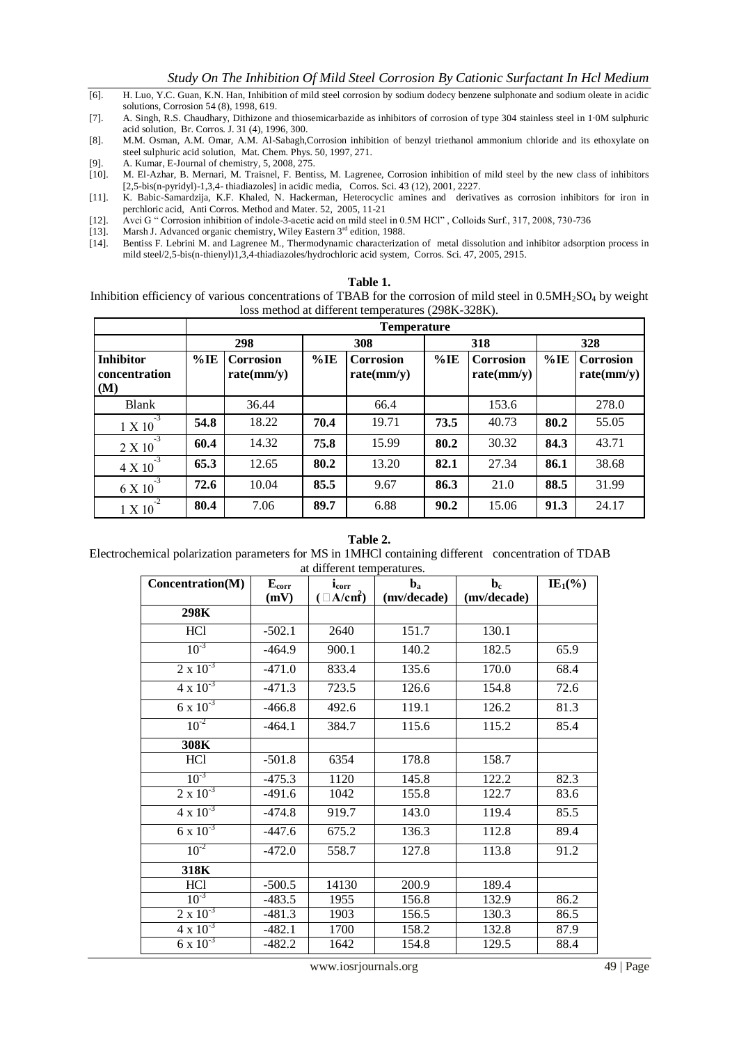[6]. H. Luo, Y.C. Guan, K.N. Han, Inhibition of mild steel corrosion by sodium dodecy benzene sulphonate and sodium oleate in acidic solutions, Corrosion 54 (8), 1998, 619.

[7]. A. Singh, R.S. Chaudhary, Dithizone and thiosemicarbazide as inhibitors of corrosion of type 304 stainless steel in 1·0M sulphuric acid solution, Br. Corros. J. 31 (4), 1996, 300.

[8]. M.M. Osman, A.M. Omar, A.M. Al-Sabagh,Corrosion inhibition of benzyl triethanol ammonium chloride and its ethoxylate on steel sulphuric acid solution, Mat. Chem. Phys. 50, 1997, 271.

[9]. A. Kumar, E-Journal of chemistry, 5, 2008, 275.

[10]. M. El-Azhar, B. Mernari, M. Traisnel, F. Bentiss, M. Lagrenee, Corrosion inhibition of mild steel by the new class of inhibitors [2,5-bis(n-pyridyl)-1,3,4- thiadiazoles] in acidic media, Corros. Sci. 43 (12), 2001, 2227.

[11]. K. Babic-Samardzija, K.F. Khaled, N. Hackerman, Heterocyclic amines and derivatives as corrosion inhibitors for iron in perchloric acid, Anti Corros. Method and Mater. 52, 2005, 11-21

[12]. Avci G " Corrosion inhibition of indole-3-acetic acid on mild steel in 0.5M HCl" , Colloids Surf., 317, 2008, 730-736

[13]. Marsh J. Advanced organic chemistry, Wiley Eastern 3rd edition, 1988.

[14]. Bentiss F. Lebrini M. and Lagrenee M., Thermodynamic characterization of metal dissolution and inhibitor adsorption process in mild steel/2,5-bis(n-thienyl)1,3,4-thiadiazoles/hydrochloric acid system, Corros. Sci. 47, 2005, 2915.

**Table 1.**

Inhibition efficiency of various concentrations of TBAB for the corrosion of mild steel in $0.5MH_2SO_4$ by weight loss method at different temperatures (298K-328K).

| | **Temperature** | | | | | | | |
|---|---|---|---|---|---|---|---|---|
| | **298** | | **308** | | **318** | | **328** | |
| **Inhibitor concentration (M)** | **%IE** | **Corrosion rate(mm/y)** | **%IE** | **Corrosion rate(mm/y)** | **%IE** | **Corrosion rate(mm/y)** | **%IE** | **Corrosion rate(mm/y)** |
| Blank | | 36.44 | | 66.4 | | 153.6 | | 278.0 |
| $1 \times 10^{-3}$ | **54.8** | 18.22 | **70.4** | 19.71 | **73.5** | 40.73 | **80.2** | 55.05 |
| $2 \times 10^{-3}$ | **60.4** | 14.32 | **75.8** | 15.99 | **80.2** | 30.32 | **84.3** | 43.71 |
| $4 \times 10^{-3}$ | **65.3** | 12.65 | **80.2** | 13.20 | **82.1** | 27.34 | **86.1** | 38.68 |
| $6 \times 10^{-3}$ | **72.6** | 10.04 | **85.5** | 9.67 | **86.3** | 21.0 | **88.5** | 31.99 |
| $1 \times 10^{-2}$ | **80.4** | 7.06 | **89.7** | 6.88 | **90.2** | 15.06 | **91.3** | 24.17 |

**Table 2.**

Electrochemical polarization parameters for MS in 1MHCl containing different concentration of TDAB at different temperatures.

| **Concentration(M)** | **$E_{corr}$ (mV)** | **$i_{corr}$ ($\mu A/cm^2$)** | **$b_a$ (mv/decade)** | **$b_c$ (mv/decade)** | **$IE_I$(%)** |
|---|---|---|---|---|---|
| **298K** | | | | | |
| HCl | -502.1 | 2640 | 151.7 | 130.1 | |
| $10^{-3}$ | -464.9 | 900.1 | 140.2 | 182.5 | 65.9 |
| $2 \times 10^{-3}$ | -471.0 | 833.4 | 135.6 | 170.0 | 68.4 |
| $4 \times 10^{-3}$ | -471.3 | 723.5 | 126.6 | 154.8 | 72.6 |
| $6 \times 10^{-3}$ | -466.8 | 492.6 | 119.1 | 126.2 | 81.3 |
| $10^{-2}$ | -464.1 | 384.7 | 115.6 | 115.2 | 85.4 |
| **308K** | | | | | |
| HCl | -501.8 | 6354 | 178.8 | 158.7 | |
| $10^{-3}$ | -475.3 | 1120 | 145.8 | 122.2 | 82.3 |
| $2 \times 10^{-3}$ | -491.6 | 1042 | 155.8 | 122.7 | 83.6 |
| $4 \times 10^{-3}$ | -474.8 | 919.7 | 143.0 | 119.4 | 85.5 |
| $6 \times 10^{-3}$ | -447.6 | 675.2 | 136.3 | 112.8 | 89.4 |
| $10^{-2}$ | -472.0 | 558.7 | 127.8 | 113.8 | 91.2 |
| **318K** | | | | | |
| HCl | -500.5 | 14130 | 200.9 | 189.4 | |
| $10^{-3}$ | -483.5 | 1955 | 156.8 | 132.9 | 86.2 |
| $2 \times 10^{-3}$ | -481.3 | 1903 | 156.5 | 130.3 | 86.5 |
| $4 \times 10^{-3}$ | -482.1 | 1700 | 158.2 | 132.8 | 87.9 |
| $6 \times 10^{-3}$ | -482.2 | 1642 | 154.8 | 129.5 | 88.4 |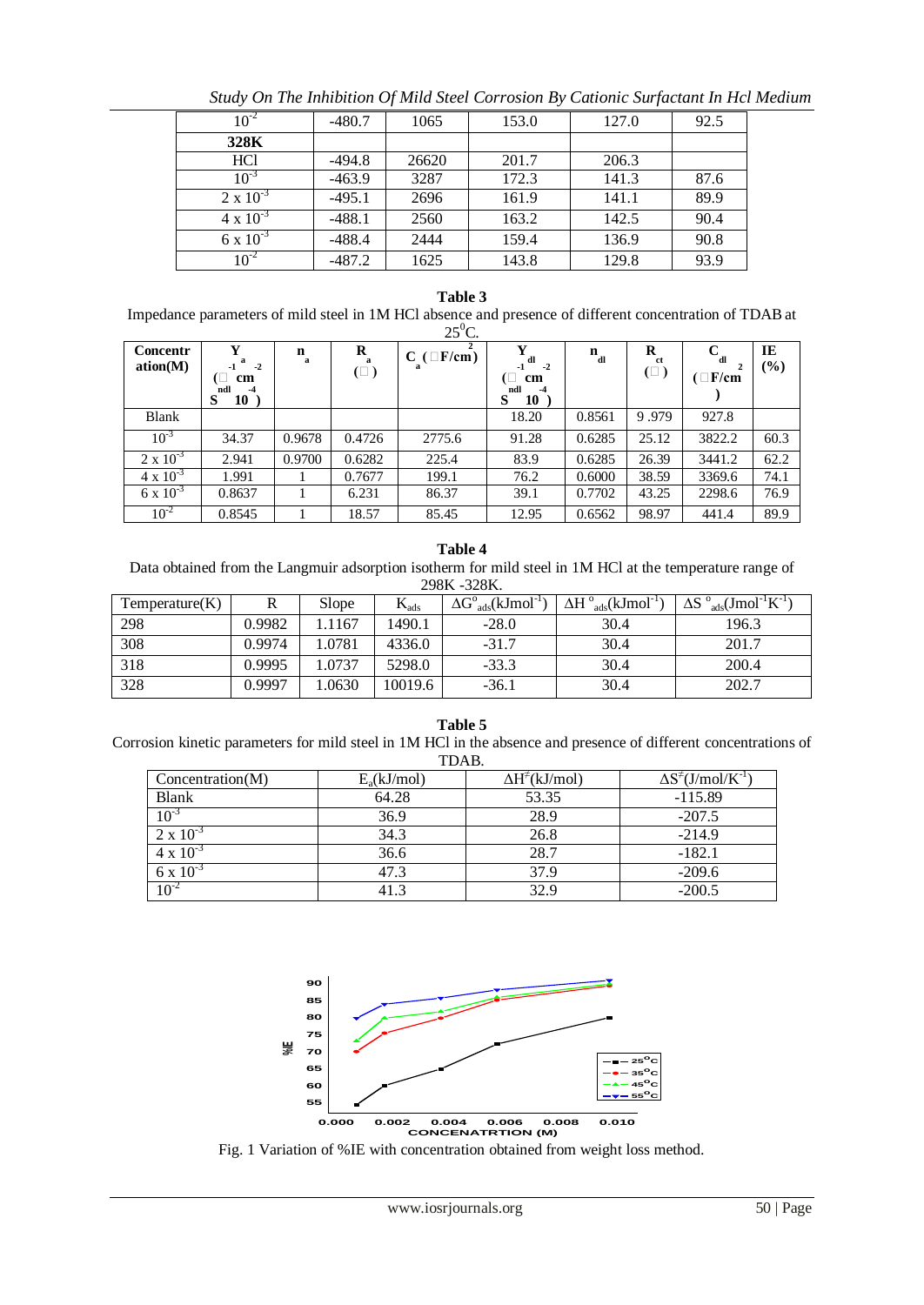| $10^{-2}$ | -480.7 | 1065 | 153.0 | 127.0 | 92.5 |
|---|---|---|---|---|---|
| **328K** | | | | | |
| HCl | -494.8 | 26620 | 201.7 | 206.3 | |
| $10^{-3}$ | -463.9 | 3287 | 172.3 | 141.3 | 87.6 |
| $2 \times 10^{-3}$ | -495.1 | 2696 | 161.9 | 141.1 | 89.9 |
| $4 \times 10^{-3}$ | -488.1 | 2560 | 163.2 | 142.5 | 90.4 |
| $6 \times 10^{-3}$ | -488.4 | 2444 | 159.4 | 136.9 | 90.8 |
| $10^{-2}$ | -487.2 | 1625 | 143.8 | 129.8 | 93.9 |

**Table 3**

Impedance parameters of mild steel in 1M HCl absence and presence of different concentration of TDAB at $25^0$C.

| Concentration(M) | $Y_a$ ($\Omega^{-1}$ $cm^{-2}$ $S^{ndl}$ $10^{-4}$) | $n_a$ | $R_a$ ($\Omega$) | $C_a$ ($\mu F/cm^2$) | $Y_{dl}$ ($\Omega^{-1}$ $cm^{-2}$ $S^{ndl}$ $10^{-4}$) | $n_{dl}$ | $R_{ct}$ ($\Omega$) | $C_{dl}$ ($\mu F/cm^2$) | IE (%) |
|---|---|---|---|---|---|---|---|---|---|
| Blank | | | | | 18.20 | 0.8561 | 9 .979 | 927.8 | |
| $10^{-3}$ | 34.37 | 0.9678 | 0.4726 | 2775.6 | 91.28 | 0.6285 | 25.12 | 3822.2 | 60.3 |
| $2 \times 10^{-3}$ | 2.941 | 0.9700 | 0.6282 | 225.4 | 83.9 | 0.6285 | 26.39 | 3441.2 | 62.2 |
| $4 \times 10^{-3}$ | 1.991 | 1 | 0.7677 | 199.1 | 76.2 | 0.6000 | 38.59 | 3369.6 | 74.1 |
| $6 \times 10^{-3}$ | 0.8637 | 1 | 6.231 | 86.37 | 39.1 | 0.7702 | 43.25 | 2298.6 | 76.9 |
| $10^{-2}$ | 0.8545 | 1 | 18.57 | 85.45 | 12.95 | 0.6562 | 98.97 | 441.4 | 89.9 |

**Table 4**

Data obtained from the Langmuir adsorption isotherm for mild steel in 1M HCl at the temperature range of 298K -328K.

| Temperature(K) | R | Slope | $K_{ads}$ | $\Delta G^o_{ads}$(kJmol$^{-1}$) | $\Delta H^o_{ads}$(kJmol$^{-1}$) | $\Delta S^o_{ads}$(Jmol$^{-1}$K$^{-1}$) |
|---|---|---|---|---|---|---|
| 298 | 0.9982 | 1.1167 | 1490.1 | -28.0 | 30.4 | 196.3 |
| 308 | 0.9974 | 1.0781 | 4336.0 | -31.7 | 30.4 | 201.7 |
| 318 | 0.9995 | 1.0737 | 5298.0 | -33.3 | 30.4 | 200.4 |
| 328 | 0.9997 | 1.0630 | 10019.6 | -36.1 | 30.4 | 202.7 |

**Table 5**

Corrosion kinetic parameters for mild steel in 1M HCl in the absence and presence of different concentrations of TDAB.

| Concentration(M) | $E_a$(kJ/mol) | $\Delta H^{\neq}$(kJ/mol) | $\Delta S^{\neq}$(J/mol/K$^{-1}$) |
|---|---|---|---|
| Blank | 64.28 | 53.35 | -115.89 |
| $10^{-3}$ | 36.9 | 28.9 | -207.5 |
| $2 \times 10^{-3}$ | 34.3 | 26.8 | -214.9 |
| $4 \times 10^{-3}$ | 36.6 | 28.7 | -182.1 |
| $6 \times 10^{-3}$ | 47.3 | 37.9 | -209.6 |
| $10^{-2}$ | 41.3 | 32.9 | -200.5 |

Fig. 1 Variation of %IE with concentration obtained from weight loss method.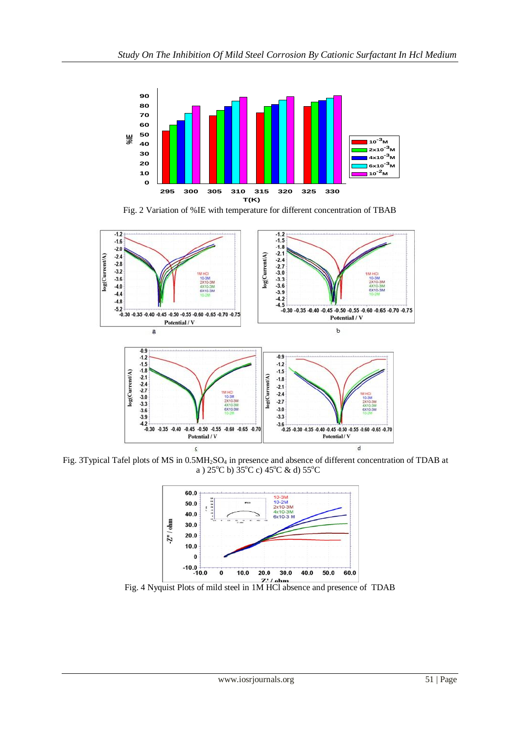Fig. 2 Variation of %IE with temperature for different concentration of TBAB

Fig. 3Typical Tafel plots of MS in $0.5M H_2SO_4$ in presence and absence of different concentration of TDAB at a ) 25°C b) 35°C c) 45°C & d) 55°C

Fig. 4 Nyquist Plots of mild steel in 1M HCl absence and presence of TDAB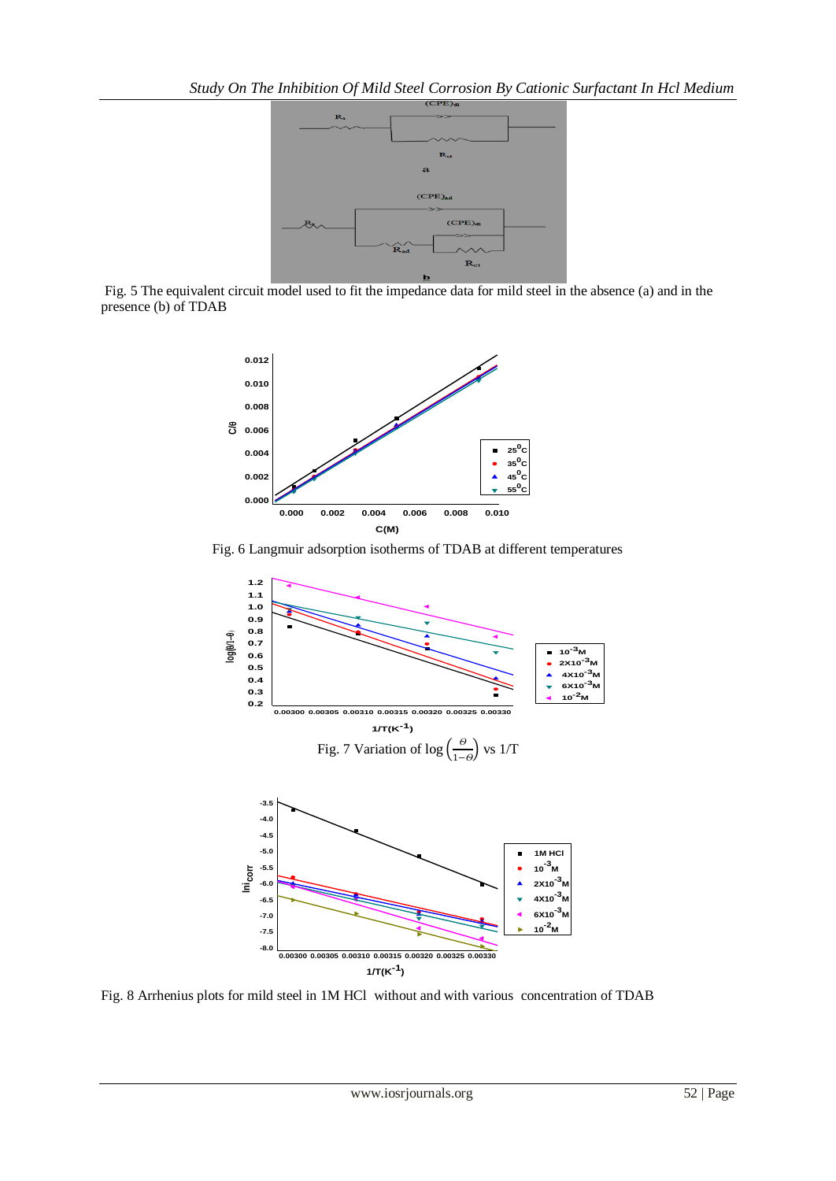Fig. 5 The equivalent circuit model used to fit the impedance data for mild steel in the absence (a) and in the presence (b) of TDAB

Fig. 6 Langmuir adsorption isotherms of TDAB at different temperatures

Fig. 7 Variation of $\log\left(\frac{\theta}{1-\theta}\right)$ vs 1/T

Fig. 8 Arrhenius plots for mild steel in 1M HCl without and with various concentration of TDAB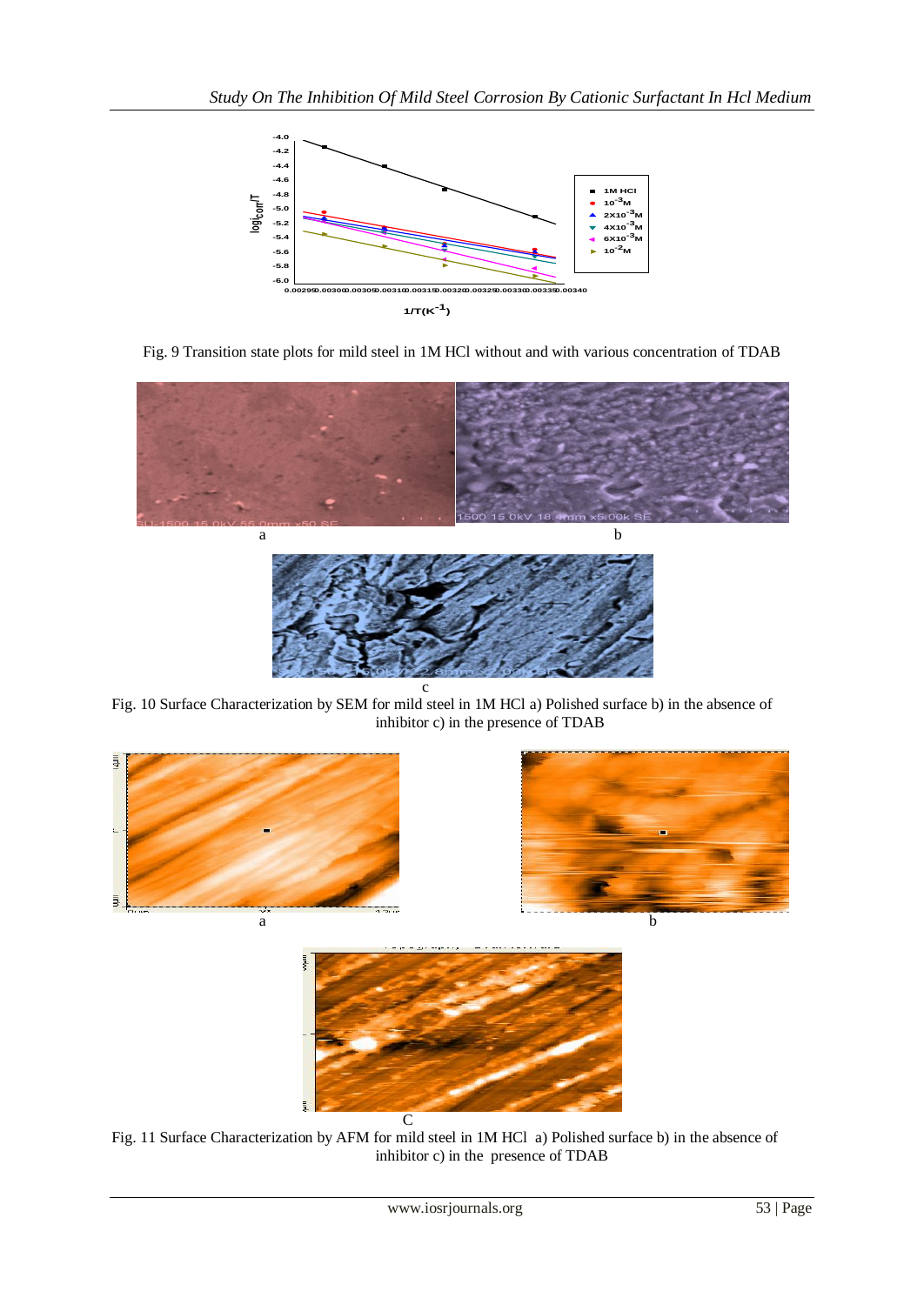-4.0
-4.2
-4.4
-4.6
-4.8
-5.0
-5.2
-5.4
-5.6
-5.8
-6.0

$\log i_{corr}/T$

0.00295 0.00300 0.00305 0.00310 0.00315 0.00320 0.00325 0.00330 0.00335 0.00340

$1/T(K^{-1})$

1M HCl
$10^{-3}$M
$2\times10^{-3}$M
$4\times10^{-3}$M
$6\times10^{-3}$M
$10^{-2}$M

Fig. 9 Transition state plots for mild steel in 1M HCl without and with various concentration of TDAB

a

b

c

Fig. 10 Surface Characterization by SEM for mild steel in 1M HCl a) Polished surface b) in the absence of inhibitor c) in the presence of TDAB

a

b

C

Fig. 11 Surface Characterization by AFM for mild steel in 1M HCl a) Polished surface b) in the absence of inhibitor c) in the presence of TDAB